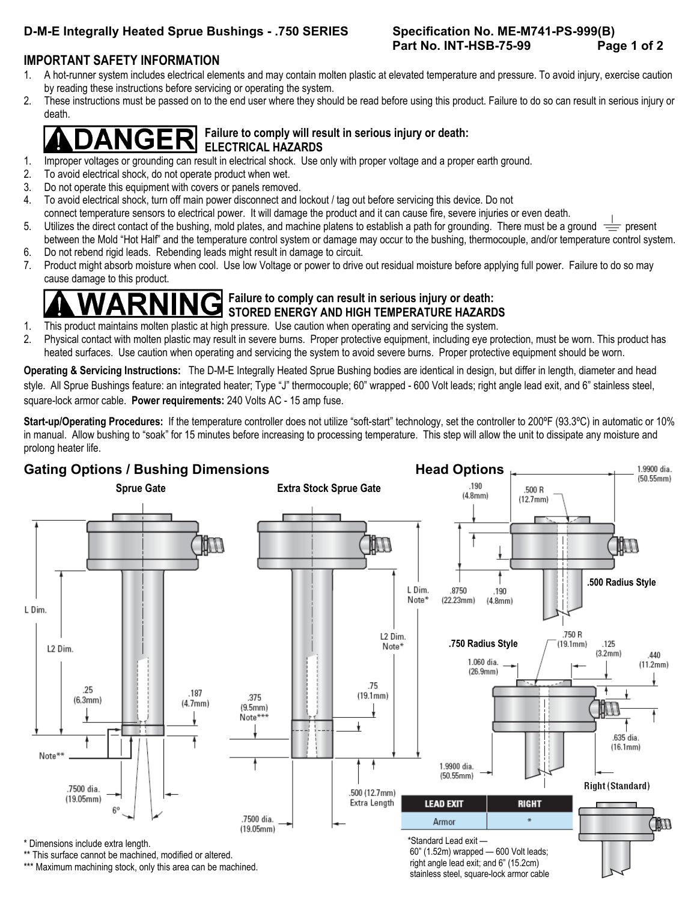**D-M-E Integrally Heated Sprue Bushings - .750 SERIES**

**Specification No. ME-M741-PS-999(B)**
**Part No. INT-HSB-75-99**

## IMPORTANT SAFETY INFORMATION

1. A hot-runner system includes electrical elements and may contain molten plastic at elevated temperature and pressure. To avoid injury, exercise caution by reading these instructions before servicing or operating the system.
2. These instructions must be passed on to the end user where they should be read before using this product. Failure to do so can result in serious injury or death.

### DANGER — Failure to comply will result in serious injury or death: ELECTRICAL HAZARDS

1. Improper voltages or grounding can result in electrical shock. Use only with proper voltage and a proper earth ground.
2. To avoid electrical shock, do not operate product when wet.
3. Do not operate this equipment with covers or panels removed.
4. To avoid electrical shock, turn off main power disconnect and lockout / tag out before servicing this device. Do not connect temperature sensors to electrical power. It will damage the product and it can cause fire, severe injuries or even death.
5. Utilizes the direct contact of the bushing, mold plates, and machine platens to establish a path for grounding. There must be a ground ⏚ present between the Mold "Hot Half" and the temperature control system or damage may occur to the bushing, thermocouple, and/or temperature control system.
6. Do not rebend rigid leads. Rebending leads might result in damage to circuit.
7. Product might absorb moisture when cool. Use low Voltage or power to drive out residual moisture before applying full power. Failure to do so may cause damage to this product.

### WARNING — Failure to comply can result in serious injury or death: STORED ENERGY AND HIGH TEMPERATURE HAZARDS

1. This product maintains molten plastic at high pressure. Use caution when operating and servicing the system.
2. Physical contact with molten plastic may result in severe burns. Proper protective equipment, including eye protection, must be worn. This product has heated surfaces. Use caution when operating and servicing the system to avoid severe burns. Proper protective equipment should be worn.

**Operating & Servicing Instructions:** The D-M-E Integrally Heated Sprue Bushing bodies are identical in design, but differ in length, diameter and head style. All Sprue Bushings feature: an integrated heater; Type "J" thermocouple; 60" wrapped - 600 Volt leads; right angle lead exit, and 6" stainless steel, square-lock armor cable. **Power requirements:** 240 Volts AC - 15 amp fuse.

**Start-up/Operating Procedures:** If the temperature controller does not utilize "soft-start" technology, set the controller to 200ºF (93.3ºC) in automatic or 10% in manual. Allow bushing to "soak" for 15 minutes before increasing to processing temperature. This step will allow the unit to dissipate any moisture and prolong heater life.

## Gating Options / Bushing Dimensions

**Sprue Gate**

L Dim.; L2 Dim.; .25 (6.3mm); .187 (4.7mm); Note**; .7500 dia. (19.05mm); 6º

**Extra Stock Sprue Gate**

L Dim. Note*; L2 Dim. Note*; .375 (9.5mm) Note***; .75 (19.1mm); .500 (12.7mm) Extra Length; .7500 dia. (19.05mm)

\* Dimensions include extra length.
\*\* This surface cannot be machined, modified or altered.
\*\*\* Maximum machining stock, only this area can be machined.

## Head Options

**.500 Radius Style**

1.9900 dia. (50.55mm); .190 (4.8mm); .500 R (12.7mm); .8750 (22.23mm); .190 (4.8mm)

**.750 Radius Style**

.750 R (19.1mm); .125 (3.2mm); .440 (11.2mm); 1.060 dia. (26.9mm); .635 dia. (16.1mm); 1.9900 dia. (50.55mm)

**Right (Standard)**

| LEAD EXIT | RIGHT |
| --- | --- |
| Armor | * |

*Standard Lead exit — 60" (1.52m) wrapped — 600 Volt leads; right angle lead exit; and 6" (15.2cm) stainless steel, square-lock armor cable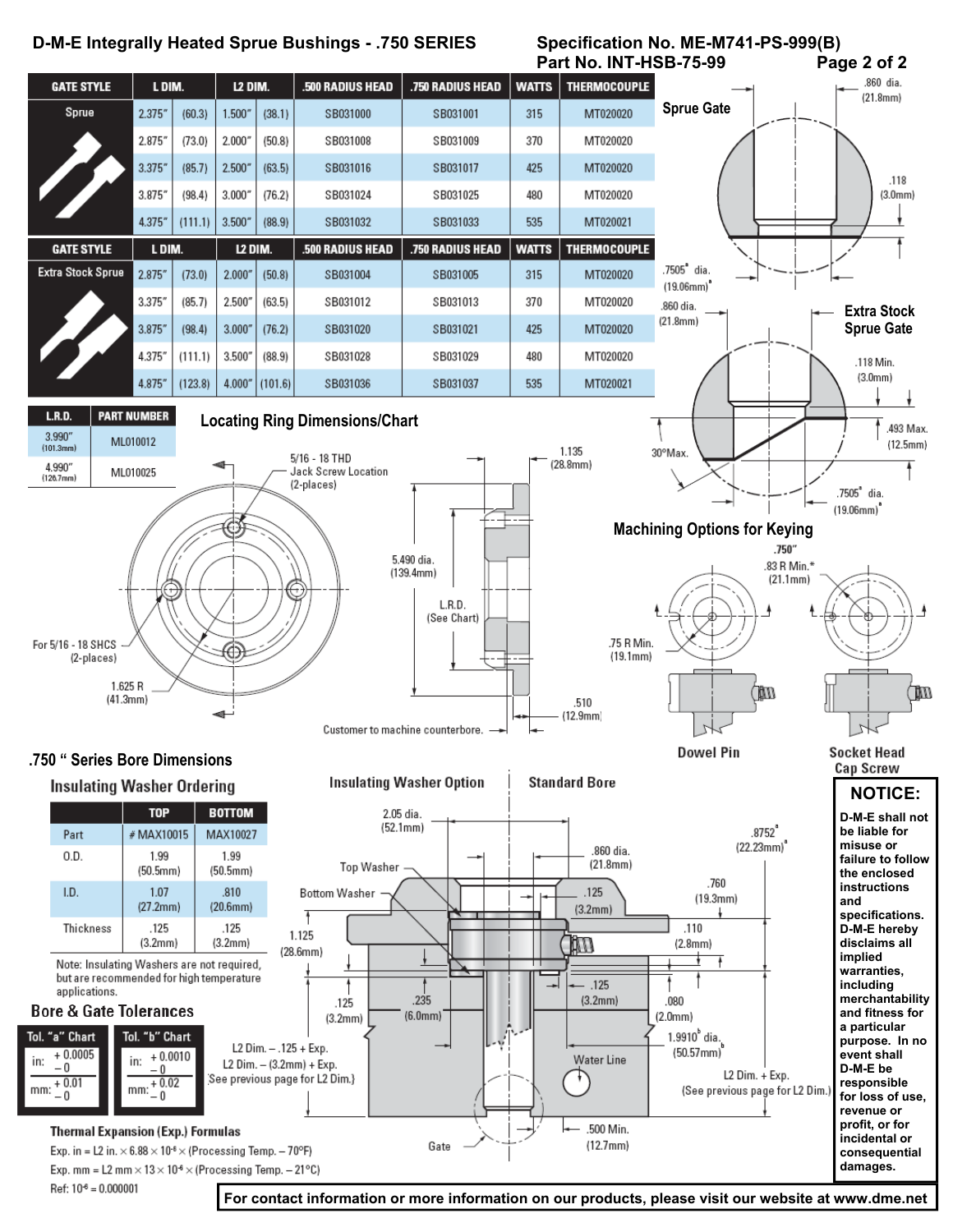# D-M-E Integrally Heated Sprue Bushings - .750 SERIES

**Specification No. ME-M741-PS-999(B)**
**Part No. INT-HSB-75-99**

| GATE STYLE | L DIM. | | L2 DIM. | | .500 RADIUS HEAD | .750 RADIUS HEAD | WATTS | THERMOCOUPLE |
|---|---|---|---|---|---|---|---|---|
| Sprue | 2.375″ | (60.3) | 1.500″ | (38.1) | SB031000 | SB031001 | 315 | MT020020 |
| | 2.875″ | (73.0) | 2.000″ | (50.8) | SB031008 | SB031009 | 370 | MT020020 |
| | 3.375″ | (85.7) | 2.500″ | (63.5) | SB031016 | SB031017 | 425 | MT020020 |
| | 3.875″ | (98.4) | 3.000″ | (76.2) | SB031024 | SB031025 | 480 | MT020020 |
| | 4.375″ | (111.1) | 3.500″ | (88.9) | SB031032 | SB031033 | 535 | MT020021 |

| GATE STYLE | L DIM. | | L2 DIM. | | .500 RADIUS HEAD | .750 RADIUS HEAD | WATTS | THERMOCOUPLE |
|---|---|---|---|---|---|---|---|---|
| Extra Stock Sprue | 2.875″ | (73.0) | 2.000″ | (50.8) | SB031004 | SB031005 | 315 | MT020020 |
| | 3.375″ | (85.7) | 2.500″ | (63.5) | SB031012 | SB031013 | 370 | MT020020 |
| | 3.875″ | (98.4) | 3.000″ | (76.2) | SB031020 | SB031021 | 425 | MT020020 |
| | 4.375″ | (111.1) | 3.500″ | (88.9) | SB031028 | SB031029 | 480 | MT020020 |
| | 4.875″ | (123.8) | 4.000″ | (101.6) | SB031036 | SB031037 | 535 | MT020021 |

## Sprue Gate

.860 dia. (21.8mm)
.118 (3.0mm)
.7505ª dia. (19.06mm)ª

## Extra Stock Sprue Gate

.860 dia. (21.8mm)
.118 Min. (3.0mm)
.493 Max. (12.5mm)
30°Max.
.7505ª dia. (19.06mm)ª

## Locating Ring Dimensions/Chart

| L.R.D. | PART NUMBER |
|---|---|
| 3.990″ (101.3mm) | ML010012 |
| 4.990″ (126.7mm) | ML010025 |

5/16 - 18 THD Jack Screw Location (2-places)
For 5/16 - 18 SHCS (2-places)
1.625 R (41.3mm)
5.490 dia. (139.4mm)
L.R.D. (See Chart)
1.135 (28.8mm)
.510 (12.9mm)
Customer to machine counterbore.

## Machining Options for Keying

.750″
.83 R Min.* (21.1mm)
.75 R Min. (19.1mm)
Dowel Pin
Socket Head Cap Screw

## .750 " Series Bore Dimensions

### Insulating Washer Ordering

| | TOP | BOTTOM |
|---|---|---|
| Part | # MAX10015 | MAX10027 |
| O.D. | 1.99 (50.5mm) | 1.99 (50.5mm) |
| I.D. | 1.07 (27.2mm) | .810 (20.6mm) |
| Thickness | .125 (3.2mm) | .125 (3.2mm) |

Note: Insulating Washers are not required, but are recommended for high temperature applications.

### Bore & Gate Tolerances

| Tol. "a" Chart | |
|---|---|
| in: | + 0.0005 / – 0 |
| mm: | + 0.01 / – 0 |

| Tol. "b" Chart | |
|---|---|
| in: | + 0.0010 / – 0 |
| mm: | + 0.02 / – 0 |

### Thermal Expansion (Exp.) Formulas

Exp. in = L2 in. × 6.88 × $10^{-6}$ × (Processing Temp. – 70°F)

Exp. mm = L2 mm × 13 × $10^{-6}$ × (Processing Temp. – 21°C)

Ref: $10^{-6}$ = 0.000001

### Insulating Washer Option / Standard Bore

2.05 dia. (52.1mm)
Top Washer
Bottom Washer
1.125 (28.6mm)
.125 (3.2mm)
.235 (6.0mm)
L2 Dim. – .125 + Exp.
L2 Dim. – (3.2mm) + Exp.
{See previous page for L2 Dim.}
.860 dia. (21.8mm)
.125 (3.2mm)
.125 (3.2mm)
.8752ª (22.23mm)ª
.760 (19.3mm)
.110 (2.8mm)
.080 (2.0mm)
1.9910ᵇ dia. (50.57mm)ᵇ
Water Line
L2 Dim. + Exp.
(See previous page for L2 Dim.)
.500 Min. (12.7mm)
Gate

## NOTICE:

D-M-E shall not be liable for misuse or failure to follow the enclosed instructions and specifications. D-M-E hereby disclaims all implied warranties, including merchantability and fitness for a particular purpose. In no event shall D-M-E be responsible for loss of use, revenue or profit, or for incidental or consequential damages.

**For contact information or more information on our products, please visit our website at www.dme.net**